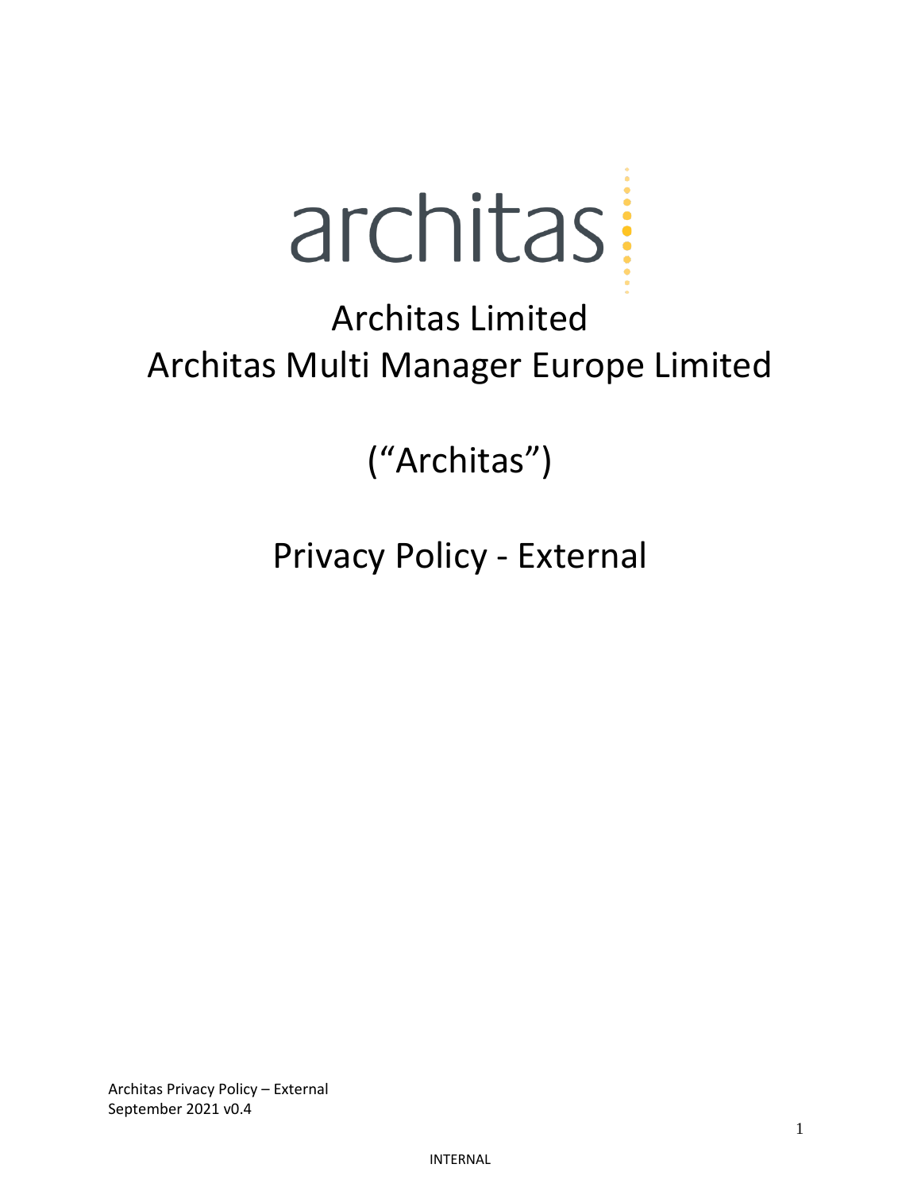architas

# Architas Limited
# Architas Multi Manager Europe Limited

# (“Architas”)

# Privacy Policy - External

Architas Privacy Policy – External
September 2021 v0.4

INTERNAL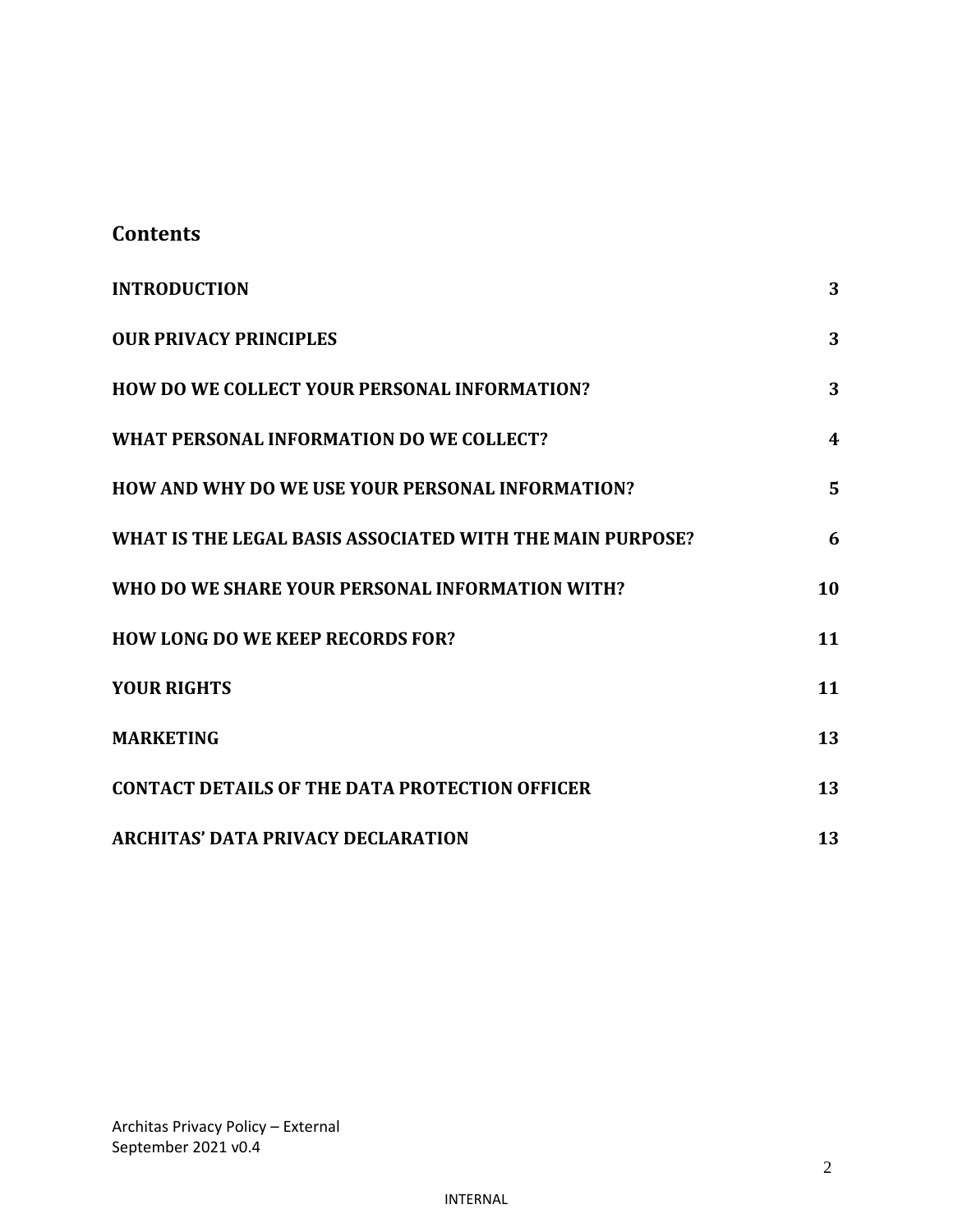## Contents

| | |
|---|---|
| **INTRODUCTION** | **3** |
| **OUR PRIVACY PRINCIPLES** | **3** |
| **HOW DO WE COLLECT YOUR PERSONAL INFORMATION?** | **3** |
| **WHAT PERSONAL INFORMATION DO WE COLLECT?** | **4** |
| **HOW AND WHY DO WE USE YOUR PERSONAL INFORMATION?** | **5** |
| **WHAT IS THE LEGAL BASIS ASSOCIATED WITH THE MAIN PURPOSE?** | **6** |
| **WHO DO WE SHARE YOUR PERSONAL INFORMATION WITH?** | **10** |
| **HOW LONG DO WE KEEP RECORDS FOR?** | **11** |
| **YOUR RIGHTS** | **11** |
| **MARKETING** | **13** |
| **CONTACT DETAILS OF THE DATA PROTECTION OFFICER** | **13** |
| **ARCHITAS' DATA PRIVACY DECLARATION** | **13** |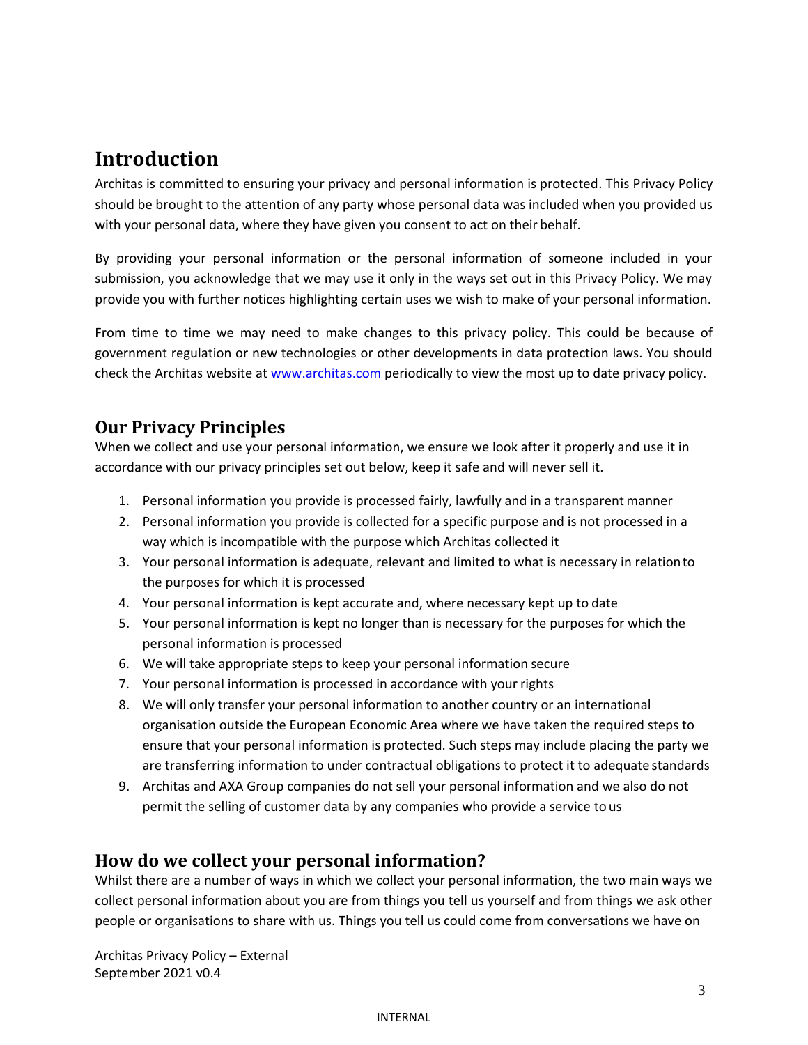# Introduction

Architas is committed to ensuring your privacy and personal information is protected. This Privacy Policy should be brought to the attention of any party whose personal data was included when you provided us with your personal data, where they have given you consent to act on their behalf.

By providing your personal information or the personal information of someone included in your submission, you acknowledge that we may use it only in the ways set out in this Privacy Policy. We may provide you with further notices highlighting certain uses we wish to make of your personal information.

From time to time we may need to make changes to this privacy policy. This could be because of government regulation or new technologies or other developments in data protection laws. You should check the Architas website at [www.architas.com](www.architas.com) periodically to view the most up to date privacy policy.

## Our Privacy Principles

When we collect and use your personal information, we ensure we look after it properly and use it in accordance with our privacy principles set out below, keep it safe and will never sell it.

1. Personal information you provide is processed fairly, lawfully and in a transparent manner
2. Personal information you provide is collected for a specific purpose and is not processed in a way which is incompatible with the purpose which Architas collected it
3. Your personal information is adequate, relevant and limited to what is necessary in relation to the purposes for which it is processed
4. Your personal information is kept accurate and, where necessary kept up to date
5. Your personal information is kept no longer than is necessary for the purposes for which the personal information is processed
6. We will take appropriate steps to keep your personal information secure
7. Your personal information is processed in accordance with your rights
8. We will only transfer your personal information to another country or an international organisation outside the European Economic Area where we have taken the required steps to ensure that your personal information is protected. Such steps may include placing the party we are transferring information to under contractual obligations to protect it to adequate standards
9. Architas and AXA Group companies do not sell your personal information and we also do not permit the selling of customer data by any companies who provide a service to us

## How do we collect your personal information?

Whilst there are a number of ways in which we collect your personal information, the two main ways we collect personal information about you are from things you tell us yourself and from things we ask other people or organisations to share with us. Things you tell us could come from conversations we have on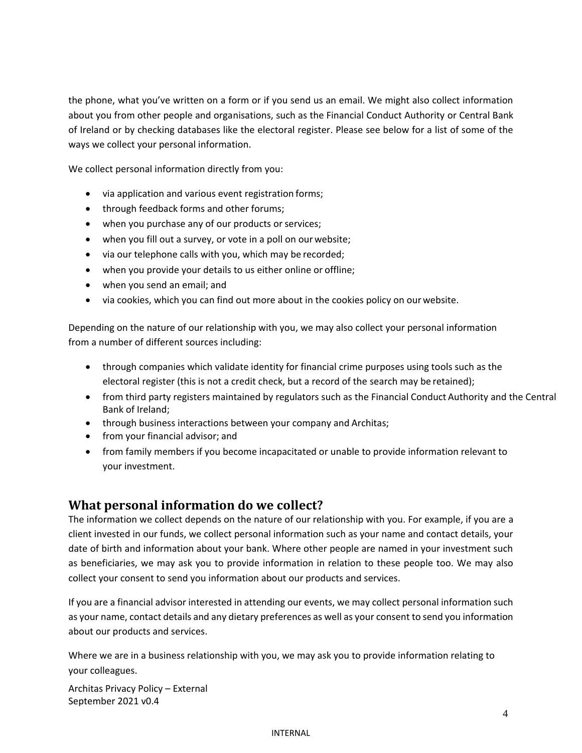the phone, what you've written on a form or if you send us an email. We might also collect information about you from other people and organisations, such as the Financial Conduct Authority or Central Bank of Ireland or by checking databases like the electoral register. Please see below for a list of some of the ways we collect your personal information.

We collect personal information directly from you:

- via application and various event registration forms;
- through feedback forms and other forums;
- when you purchase any of our products or services;
- when you fill out a survey, or vote in a poll on our website;
- via our telephone calls with you, which may be recorded;
- when you provide your details to us either online or offline;
- when you send an email; and
- via cookies, which you can find out more about in the cookies policy on our website.

Depending on the nature of our relationship with you, we may also collect your personal information from a number of different sources including:

- through companies which validate identity for financial crime purposes using tools such as the electoral register (this is not a credit check, but a record of the search may be retained);
- from third party registers maintained by regulators such as the Financial Conduct Authority and the Central Bank of Ireland;
- through business interactions between your company and Architas;
- from your financial advisor; and
- from family members if you become incapacitated or unable to provide information relevant to your investment.

## What personal information do we collect?

The information we collect depends on the nature of our relationship with you. For example, if you are a client invested in our funds, we collect personal information such as your name and contact details, your date of birth and information about your bank. Where other people are named in your investment such as beneficiaries, we may ask you to provide information in relation to these people too. We may also collect your consent to send you information about our products and services.

If you are a financial advisor interested in attending our events, we may collect personal information such as your name, contact details and any dietary preferences as well as your consent to send you information about our products and services.

Where we are in a business relationship with you, we may ask you to provide information relating to your colleagues.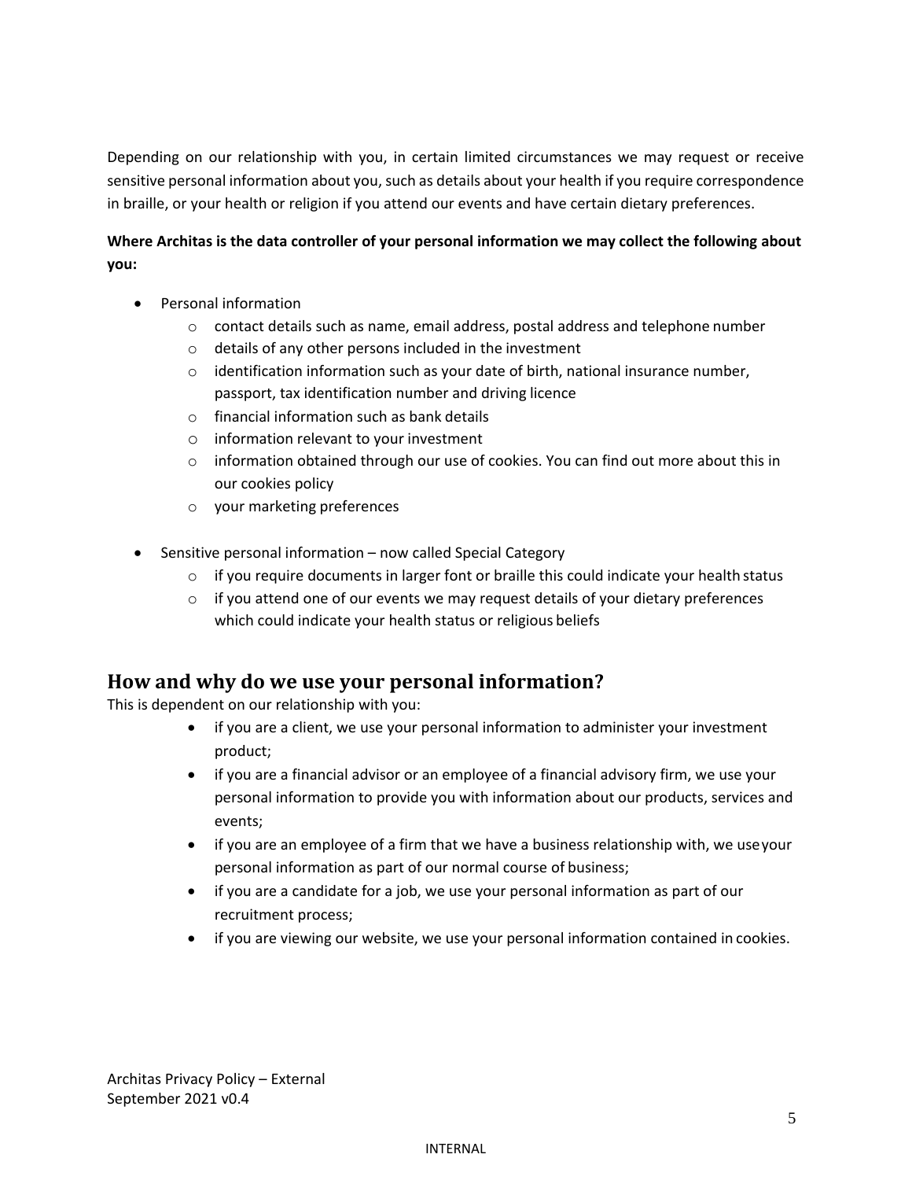Depending on our relationship with you, in certain limited circumstances we may request or receive sensitive personal information about you, such as details about your health if you require correspondence in braille, or your health or religion if you attend our events and have certain dietary preferences.

**Where Architas is the data controller of your personal information we may collect the following about you:**

- Personal information
  - contact details such as name, email address, postal address and telephone number
  - details of any other persons included in the investment
  - identification information such as your date of birth, national insurance number, passport, tax identification number and driving licence
  - financial information such as bank details
  - information relevant to your investment
  - information obtained through our use of cookies. You can find out more about this in our cookies policy
  - your marketing preferences

- Sensitive personal information – now called Special Category
  - if you require documents in larger font or braille this could indicate your health status
  - if you attend one of our events we may request details of your dietary preferences which could indicate your health status or religious beliefs

## How and why do we use your personal information?

This is dependent on our relationship with you:

- if you are a client, we use your personal information to administer your investment product;
- if you are a financial advisor or an employee of a financial advisory firm, we use your personal information to provide you with information about our products, services and events;
- if you are an employee of a firm that we have a business relationship with, we use your personal information as part of our normal course of business;
- if you are a candidate for a job, we use your personal information as part of our recruitment process;
- if you are viewing our website, we use your personal information contained in cookies.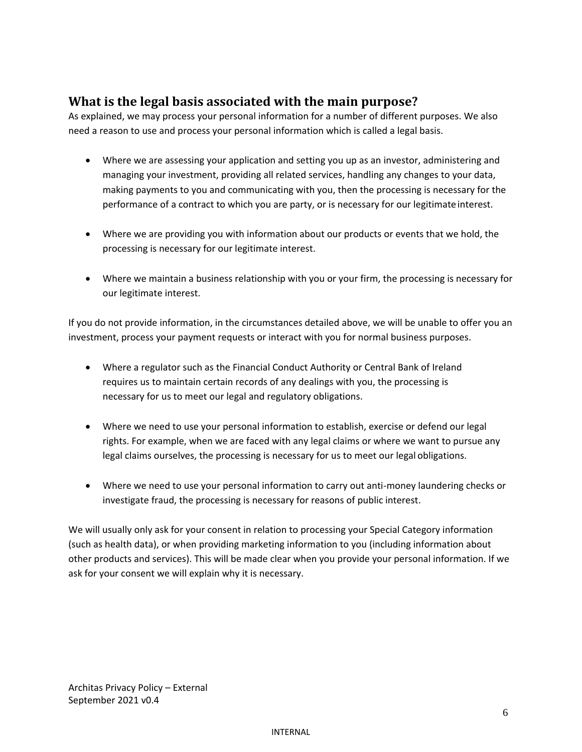## What is the legal basis associated with the main purpose?

As explained, we may process your personal information for a number of different purposes. We also need a reason to use and process your personal information which is called a legal basis.

- Where we are assessing your application and setting you up as an investor, administering and managing your investment, providing all related services, handling any changes to your data, making payments to you and communicating with you, then the processing is necessary for the performance of a contract to which you are party, or is necessary for our legitimate interest.
- Where we are providing you with information about our products or events that we hold, the processing is necessary for our legitimate interest.
- Where we maintain a business relationship with you or your firm, the processing is necessary for our legitimate interest.

If you do not provide information, in the circumstances detailed above, we will be unable to offer you an investment, process your payment requests or interact with you for normal business purposes.

- Where a regulator such as the Financial Conduct Authority or Central Bank of Ireland requires us to maintain certain records of any dealings with you, the processing is necessary for us to meet our legal and regulatory obligations.
- Where we need to use your personal information to establish, exercise or defend our legal rights. For example, when we are faced with any legal claims or where we want to pursue any legal claims ourselves, the processing is necessary for us to meet our legal obligations.
- Where we need to use your personal information to carry out anti-money laundering checks or investigate fraud, the processing is necessary for reasons of public interest.

We will usually only ask for your consent in relation to processing your Special Category information (such as health data), or when providing marketing information to you (including information about other products and services). This will be made clear when you provide your personal information. If we ask for your consent we will explain why it is necessary.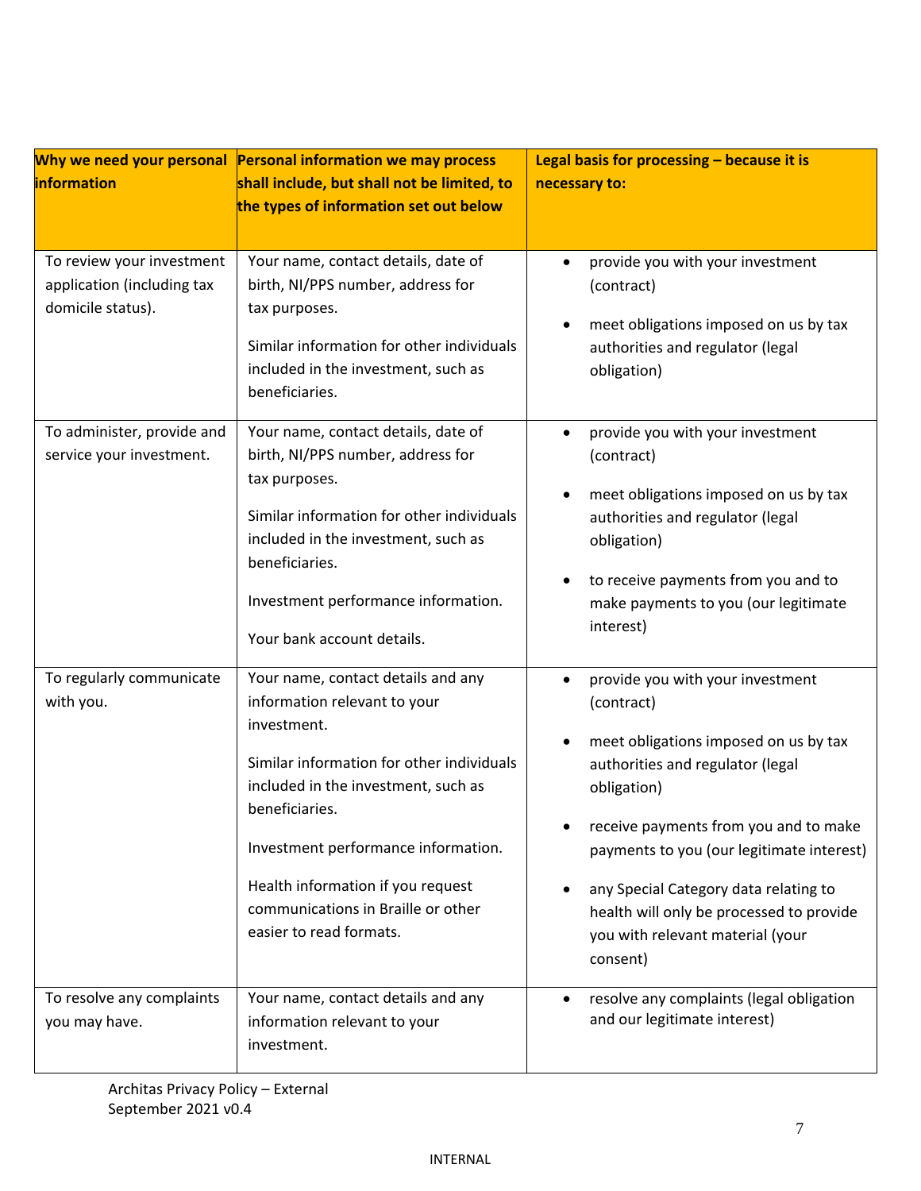| Why we need your personal information | Personal information we may process shall include, but shall not be limited, to the types of information set out below | Legal basis for processing – because it is necessary to: |
|---|---|---|
| To review your investment application (including tax domicile status). | Your name, contact details, date of birth, NI/PPS number, address for tax purposes.<br><br>Similar information for other individuals included in the investment, such as beneficiaries. | • provide you with your investment (contract)<br>• meet obligations imposed on us by tax authorities and regulator (legal obligation) |
| To administer, provide and service your investment. | Your name, contact details, date of birth, NI/PPS number, address for tax purposes.<br><br>Similar information for other individuals included in the investment, such as beneficiaries.<br><br>Investment performance information.<br><br>Your bank account details. | • provide you with your investment (contract)<br>• meet obligations imposed on us by tax authorities and regulator (legal obligation)<br>• to receive payments from you and to make payments to you (our legitimate interest) |
| To regularly communicate with you. | Your name, contact details and any information relevant to your investment.<br><br>Similar information for other individuals included in the investment, such as beneficiaries.<br><br>Investment performance information.<br><br>Health information if you request communications in Braille or other easier to read formats. | • provide you with your investment (contract)<br>• meet obligations imposed on us by tax authorities and regulator (legal obligation)<br>• receive payments from you and to make payments to you (our legitimate interest)<br>• any Special Category data relating to health will only be processed to provide you with relevant material (your consent) |
| To resolve any complaints you may have. | Your name, contact details and any information relevant to your investment. | • resolve any complaints (legal obligation and our legitimate interest) |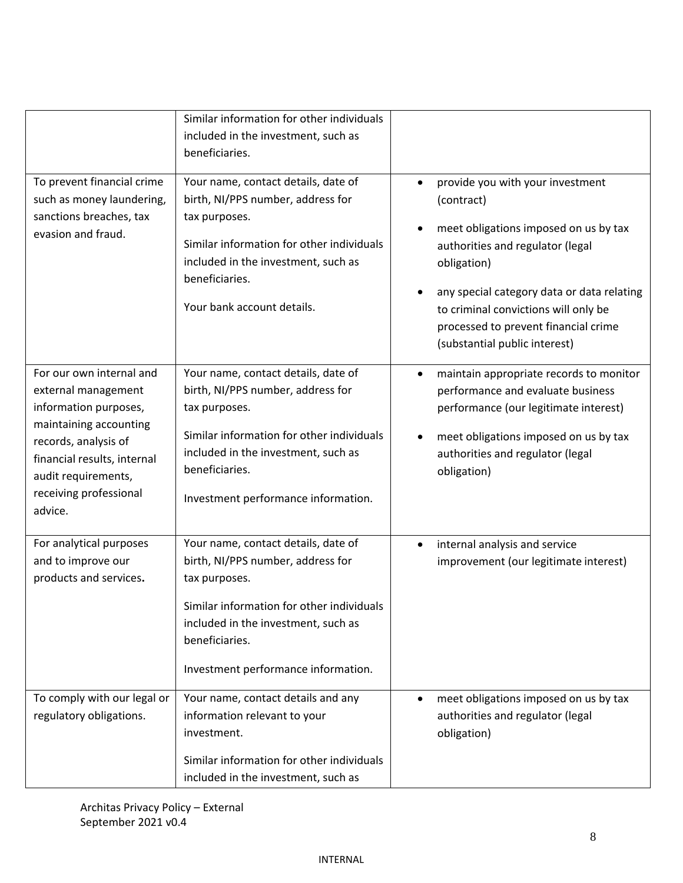| | | |
|---|---|---|
| | Similar information for other individuals included in the investment, such as beneficiaries. | |
| To prevent financial crime such as money laundering, sanctions breaches, tax evasion and fraud. | Your name, contact details, date of birth, NI/PPS number, address for tax purposes.<br><br>Similar information for other individuals included in the investment, such as beneficiaries.<br><br>Your bank account details. | • provide you with your investment (contract)<br>• meet obligations imposed on us by tax authorities and regulator (legal obligation)<br>• any special category data or data relating to criminal convictions will only be processed to prevent financial crime (substantial public interest) |
| For our own internal and external management information purposes, maintaining accounting records, analysis of financial results, internal audit requirements, receiving professional advice. | Your name, contact details, date of birth, NI/PPS number, address for tax purposes.<br><br>Similar information for other individuals included in the investment, such as beneficiaries.<br><br>Investment performance information. | • maintain appropriate records to monitor performance and evaluate business performance (our legitimate interest)<br>• meet obligations imposed on us by tax authorities and regulator (legal obligation) |
| For analytical purposes and to improve our products and services**.** | Your name, contact details, date of birth, NI/PPS number, address for tax purposes.<br><br>Similar information for other individuals included in the investment, such as beneficiaries.<br><br>Investment performance information. | • internal analysis and service improvement (our legitimate interest) |
| To comply with our legal or regulatory obligations. | Your name, contact details and any information relevant to your investment.<br><br>Similar information for other individuals included in the investment, such as | • meet obligations imposed on us by tax authorities and regulator (legal obligation) |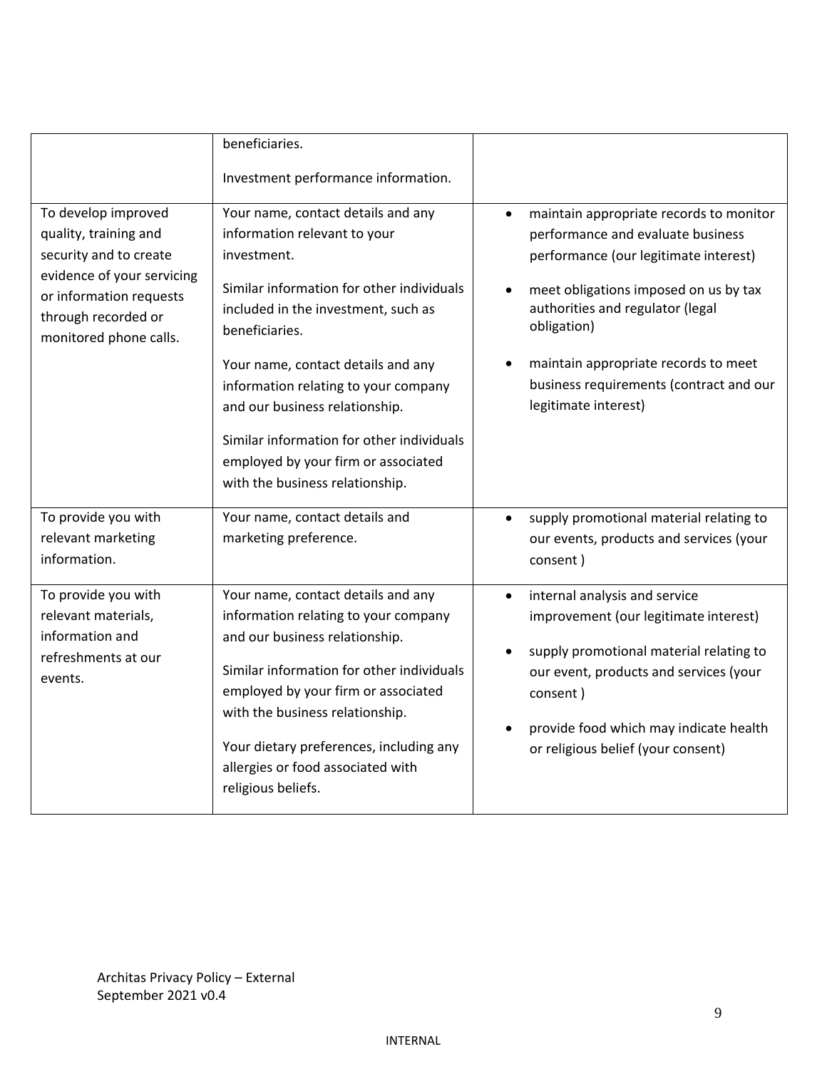| | | |
|---|---|---|
| | beneficiaries.<br><br>Investment performance information. | |
| To develop improved quality, training and security and to create evidence of your servicing or information requests through recorded or monitored phone calls. | Your name, contact details and any information relevant to your investment.<br><br>Similar information for other individuals included in the investment, such as beneficiaries.<br><br>Your name, contact details and any information relating to your company and our business relationship.<br><br>Similar information for other individuals employed by your firm or associated with the business relationship. | • maintain appropriate records to monitor performance and evaluate business performance (our legitimate interest)<br><br>• meet obligations imposed on us by tax authorities and regulator (legal obligation)<br><br>• maintain appropriate records to meet business requirements (contract and our legitimate interest) |
| To provide you with relevant marketing information. | Your name, contact details and marketing preference. | • supply promotional material relating to our events, products and services (your consent ) |
| To provide you with relevant materials, information and refreshments at our events. | Your name, contact details and any information relating to your company and our business relationship.<br><br>Similar information for other individuals employed by your firm or associated with the business relationship.<br><br>Your dietary preferences, including any allergies or food associated with religious beliefs. | • internal analysis and service improvement (our legitimate interest)<br><br>• supply promotional material relating to our event, products and services (your consent )<br><br>• provide food which may indicate health or religious belief (your consent) |

Architas Privacy Policy – External
September 2021 v0.4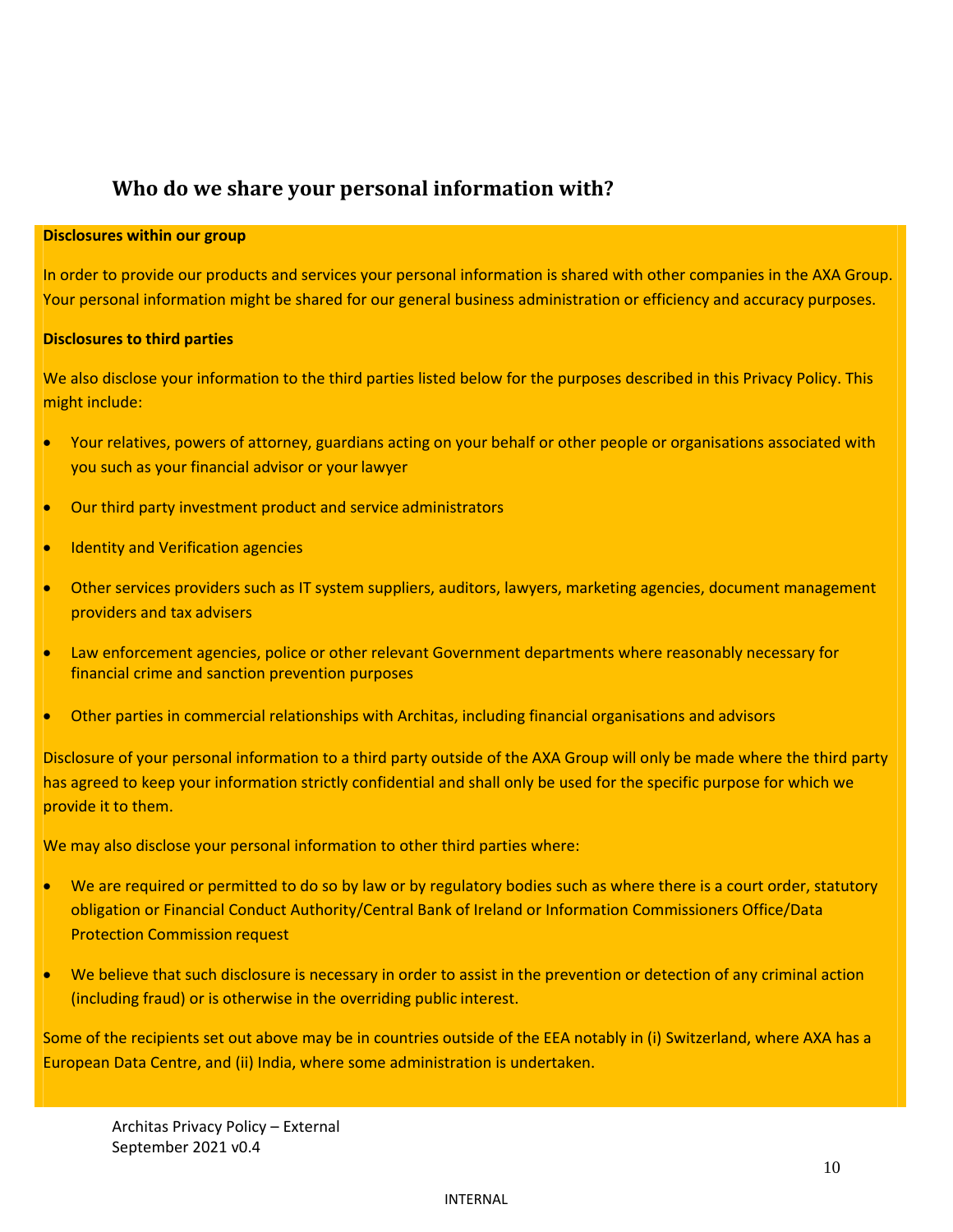## Who do we share your personal information with?

**Disclosures within our group**

In order to provide our products and services your personal information is shared with other companies in the AXA Group. Your personal information might be shared for our general business administration or efficiency and accuracy purposes.

**Disclosures to third parties**

We also disclose your information to the third parties listed below for the purposes described in this Privacy Policy. This might include:

- Your relatives, powers of attorney, guardians acting on your behalf or other people or organisations associated with you such as your financial advisor or your lawyer
- Our third party investment product and service administrators
- Identity and Verification agencies
- Other services providers such as IT system suppliers, auditors, lawyers, marketing agencies, document management providers and tax advisers
- Law enforcement agencies, police or other relevant Government departments where reasonably necessary for financial crime and sanction prevention purposes
- Other parties in commercial relationships with Architas, including financial organisations and advisors

Disclosure of your personal information to a third party outside of the AXA Group will only be made where the third party has agreed to keep your information strictly confidential and shall only be used for the specific purpose for which we provide it to them.

We may also disclose your personal information to other third parties where:

- We are required or permitted to do so by law or by regulatory bodies such as where there is a court order, statutory obligation or Financial Conduct Authority/Central Bank of Ireland or Information Commissioners Office/Data Protection Commission request
- We believe that such disclosure is necessary in order to assist in the prevention or detection of any criminal action (including fraud) or is otherwise in the overriding public interest.

Some of the recipients set out above may be in countries outside of the EEA notably in (i) Switzerland, where AXA has a European Data Centre, and (ii) India, where some administration is undertaken.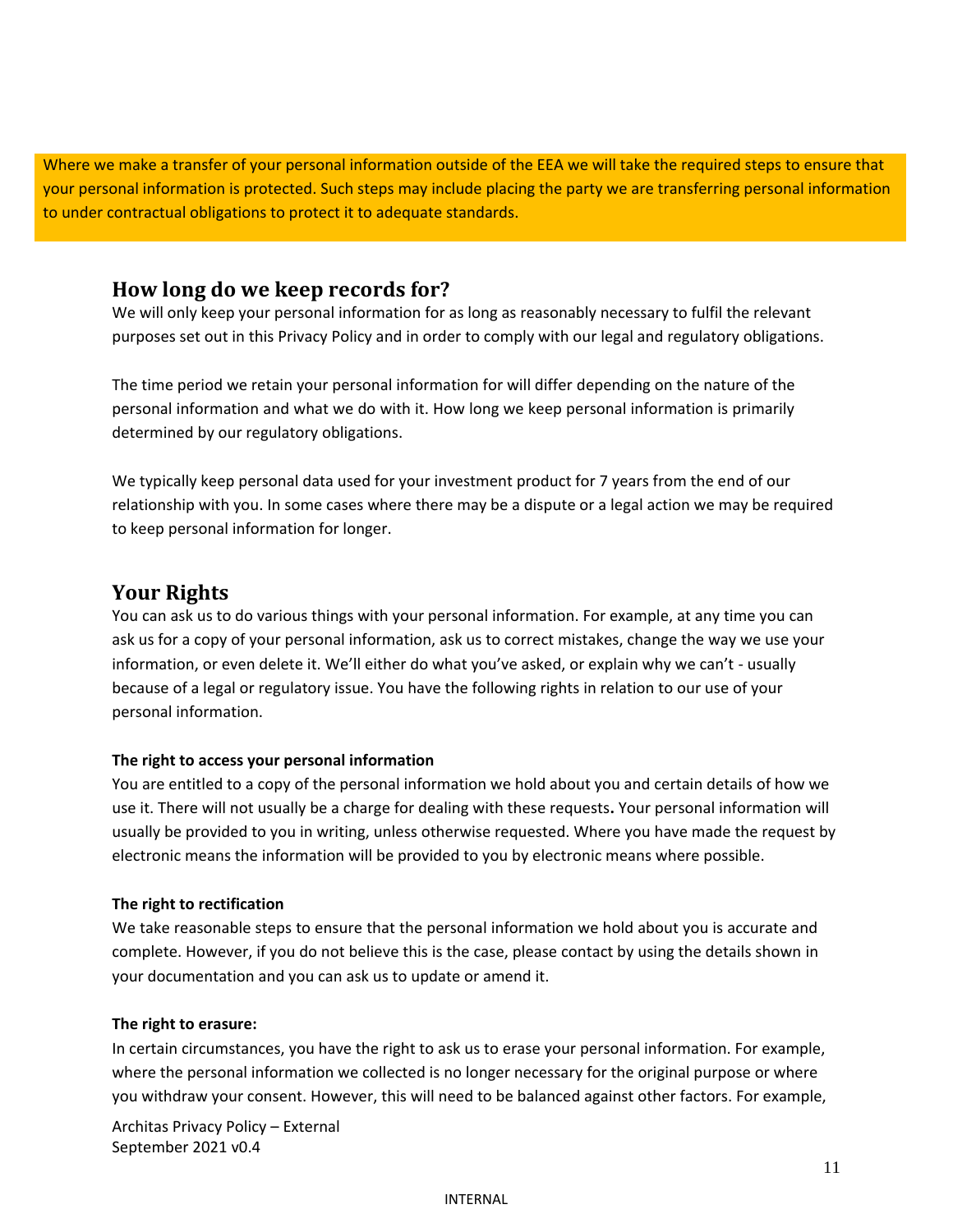Where we make a transfer of your personal information outside of the EEA we will take the required steps to ensure that your personal information is protected. Such steps may include placing the party we are transferring personal information to under contractual obligations to protect it to adequate standards.

## How long do we keep records for?

We will only keep your personal information for as long as reasonably necessary to fulfil the relevant purposes set out in this Privacy Policy and in order to comply with our legal and regulatory obligations.

The time period we retain your personal information for will differ depending on the nature of the personal information and what we do with it. How long we keep personal information is primarily determined by our regulatory obligations.

We typically keep personal data used for your investment product for 7 years from the end of our relationship with you. In some cases where there may be a dispute or a legal action we may be required to keep personal information for longer.

## Your Rights

You can ask us to do various things with your personal information. For example, at any time you can ask us for a copy of your personal information, ask us to correct mistakes, change the way we use your information, or even delete it. We'll either do what you've asked, or explain why we can't - usually because of a legal or regulatory issue. You have the following rights in relation to our use of your personal information.

**The right to access your personal information**

You are entitled to a copy of the personal information we hold about you and certain details of how we use it. There will not usually be a charge for dealing with these requests**.** Your personal information will usually be provided to you in writing, unless otherwise requested. Where you have made the request by electronic means the information will be provided to you by electronic means where possible.

**The right to rectification**

We take reasonable steps to ensure that the personal information we hold about you is accurate and complete. However, if you do not believe this is the case, please contact by using the details shown in your documentation and you can ask us to update or amend it.

**The right to erasure:**

In certain circumstances, you have the right to ask us to erase your personal information. For example, where the personal information we collected is no longer necessary for the original purpose or where you withdraw your consent. However, this will need to be balanced against other factors. For example,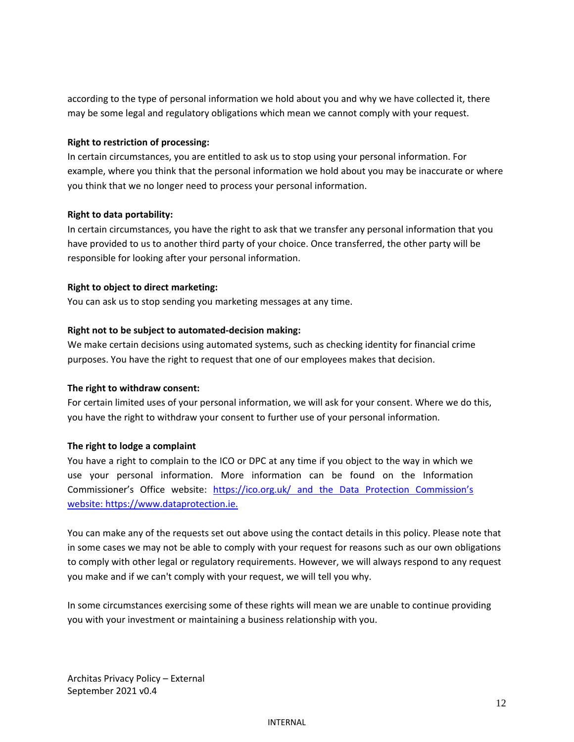according to the type of personal information we hold about you and why we have collected it, there may be some legal and regulatory obligations which mean we cannot comply with your request.

**Right to restriction of processing:**

In certain circumstances, you are entitled to ask us to stop using your personal information. For example, where you think that the personal information we hold about you may be inaccurate or where you think that we no longer need to process your personal information.

**Right to data portability:**

In certain circumstances, you have the right to ask that we transfer any personal information that you have provided to us to another third party of your choice. Once transferred, the other party will be responsible for looking after your personal information.

**Right to object to direct marketing:**

You can ask us to stop sending you marketing messages at any time.

**Right not to be subject to automated-decision making:**

We make certain decisions using automated systems, such as checking identity for financial crime purposes. You have the right to request that one of our employees makes that decision.

**The right to withdraw consent:**

For certain limited uses of your personal information, we will ask for your consent. Where we do this, you have the right to withdraw your consent to further use of your personal information.

**The right to lodge a complaint**

You have a right to complain to the ICO or DPC at any time if you object to the way in which we use your personal information. More information can be found on the Information Commissioner's Office website: https://ico.org.uk/ and the Data Protection Commission's website: https://www.dataprotection.ie.

You can make any of the requests set out above using the contact details in this policy. Please note that in some cases we may not be able to comply with your request for reasons such as our own obligations to comply with other legal or regulatory requirements. However, we will always respond to any request you make and if we can't comply with your request, we will tell you why.

In some circumstances exercising some of these rights will mean we are unable to continue providing you with your investment or maintaining a business relationship with you.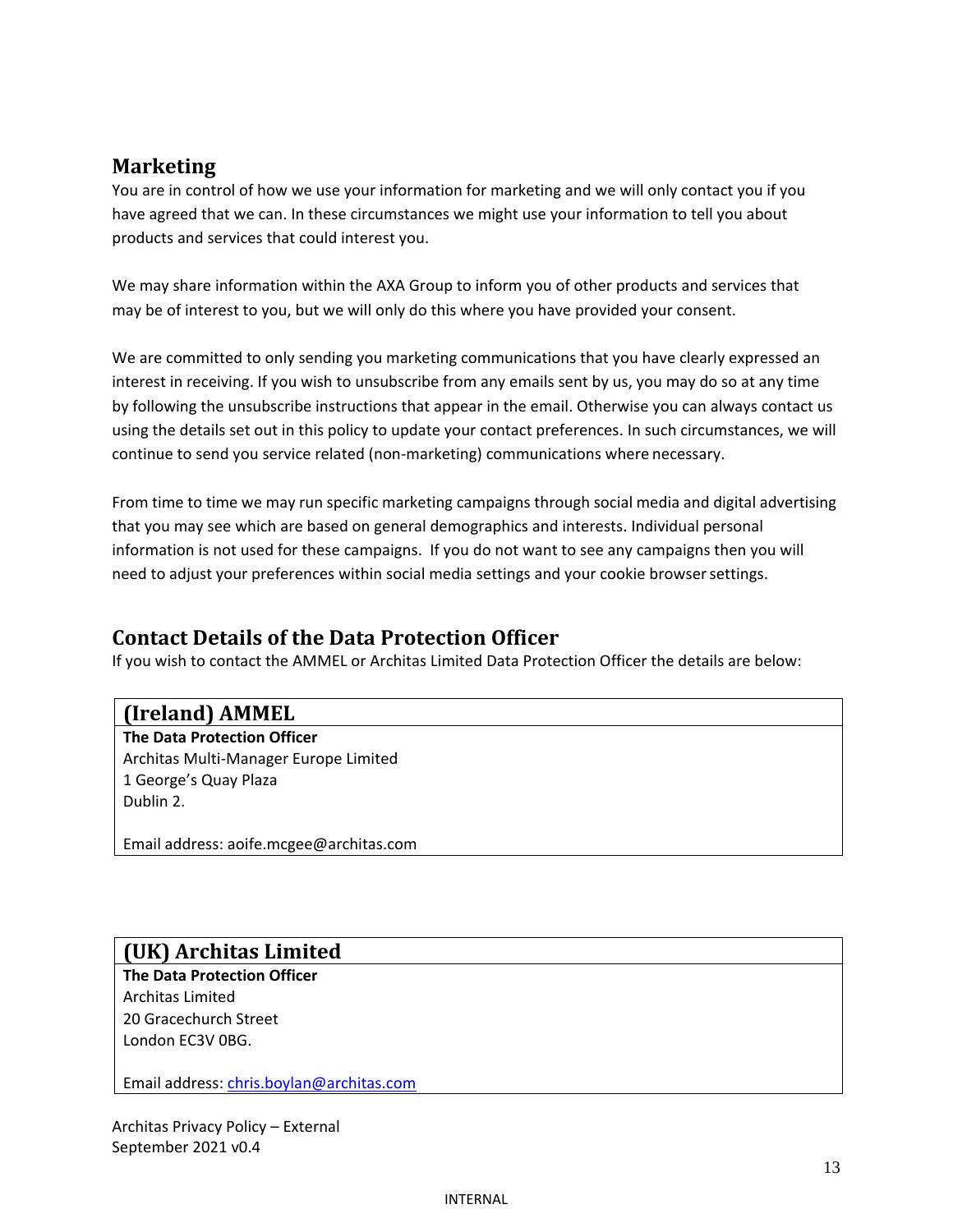## Marketing

You are in control of how we use your information for marketing and we will only contact you if you have agreed that we can. In these circumstances we might use your information to tell you about products and services that could interest you.

We may share information within the AXA Group to inform you of other products and services that may be of interest to you, but we will only do this where you have provided your consent.

We are committed to only sending you marketing communications that you have clearly expressed an interest in receiving. If you wish to unsubscribe from any emails sent by us, you may do so at any time by following the unsubscribe instructions that appear in the email. Otherwise you can always contact us using the details set out in this policy to update your contact preferences. In such circumstances, we will continue to send you service related (non-marketing) communications where necessary.

From time to time we may run specific marketing campaigns through social media and digital advertising that you may see which are based on general demographics and interests. Individual personal information is not used for these campaigns. If you do not want to see any campaigns then you will need to adjust your preferences within social media settings and your cookie browser settings.

## Contact Details of the Data Protection Officer

If you wish to contact the AMMEL or Architas Limited Data Protection Officer the details are below:

### (Ireland) AMMEL

**The Data Protection Officer**
Architas Multi-Manager Europe Limited
1 George's Quay Plaza
Dublin 2.

Email address: aoife.mcgee@architas.com

### (UK) Architas Limited

**The Data Protection Officer**
Architas Limited
20 Gracechurch Street
London EC3V 0BG.

Email address: chris.boylan@architas.com

Architas Privacy Policy – External
September 2021 v0.4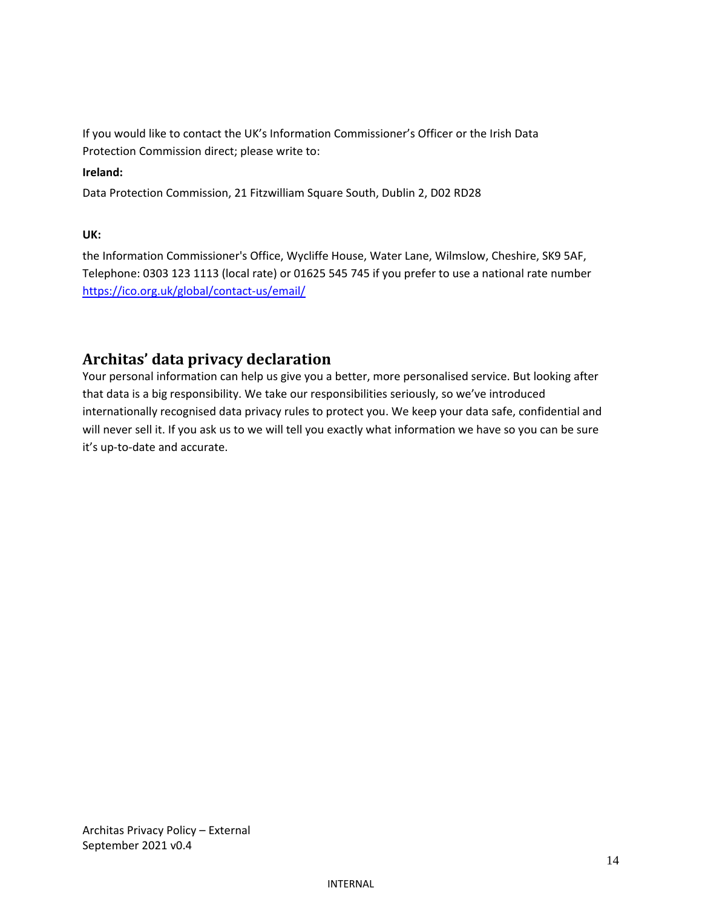If you would like to contact the UK's Information Commissioner's Officer or the Irish Data Protection Commission direct; please write to:

**Ireland:**

Data Protection Commission, 21 Fitzwilliam Square South, Dublin 2, D02 RD28

**UK:**

the Information Commissioner's Office, Wycliffe House, Water Lane, Wilmslow, Cheshire, SK9 5AF, Telephone: 0303 123 1113 (local rate) or 01625 545 745 if you prefer to use a national rate number https://ico.org.uk/global/contact-us/email/

## Architas' data privacy declaration

Your personal information can help us give you a better, more personalised service. But looking after that data is a big responsibility. We take our responsibilities seriously, so we've introduced internationally recognised data privacy rules to protect you. We keep your data safe, confidential and will never sell it. If you ask us to we will tell you exactly what information we have so you can be sure it's up-to-date and accurate.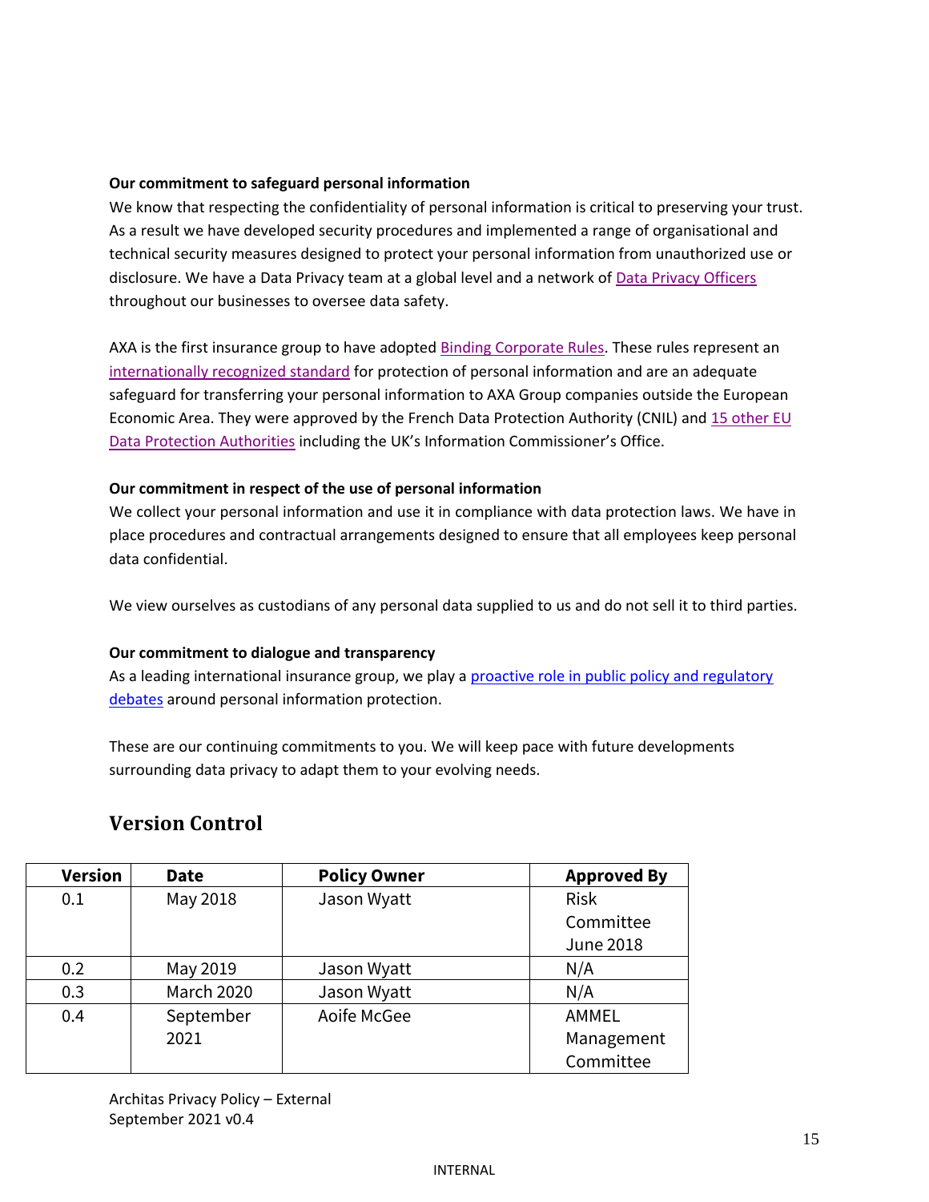**Our commitment to safeguard personal information**

We know that respecting the confidentiality of personal information is critical to preserving your trust. As a result we have developed security procedures and implemented a range of organisational and technical security measures designed to protect your personal information from unauthorized use or disclosure. We have a Data Privacy team at a global level and a network of Data Privacy Officers throughout our businesses to oversee data safety.

AXA is the first insurance group to have adopted Binding Corporate Rules. These rules represent an internationally recognized standard for protection of personal information and are an adequate safeguard for transferring your personal information to AXA Group companies outside the European Economic Area. They were approved by the French Data Protection Authority (CNIL) and 15 other EU Data Protection Authorities including the UK's Information Commissioner's Office.

**Our commitment in respect of the use of personal information**

We collect your personal information and use it in compliance with data protection laws. We have in place procedures and contractual arrangements designed to ensure that all employees keep personal data confidential.

We view ourselves as custodians of any personal data supplied to us and do not sell it to third parties.

**Our commitment to dialogue and transparency**

As a leading international insurance group, we play a proactive role in public policy and regulatory debates around personal information protection.

These are our continuing commitments to you. We will keep pace with future developments surrounding data privacy to adapt them to your evolving needs.

## Version Control

| Version | Date | Policy Owner | Approved By |
|---|---|---|---|
| 0.1 | May 2018 | Jason Wyatt | Risk Committee June 2018 |
| 0.2 | May 2019 | Jason Wyatt | N/A |
| 0.3 | March 2020 | Jason Wyatt | N/A |
| 0.4 | September 2021 | Aoife McGee | AMMEL Management Committee |

Architas Privacy Policy – External
September 2021 v0.4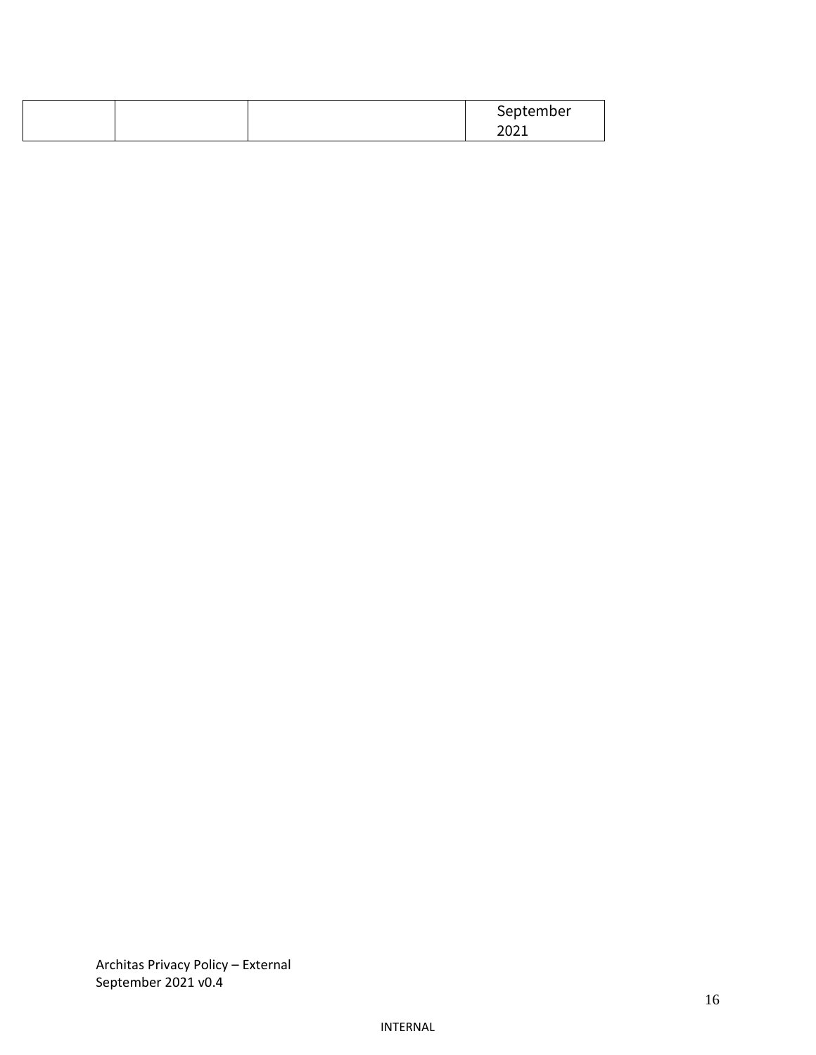| | | | |
|---|---|---|---|
| | | | September 2021 |